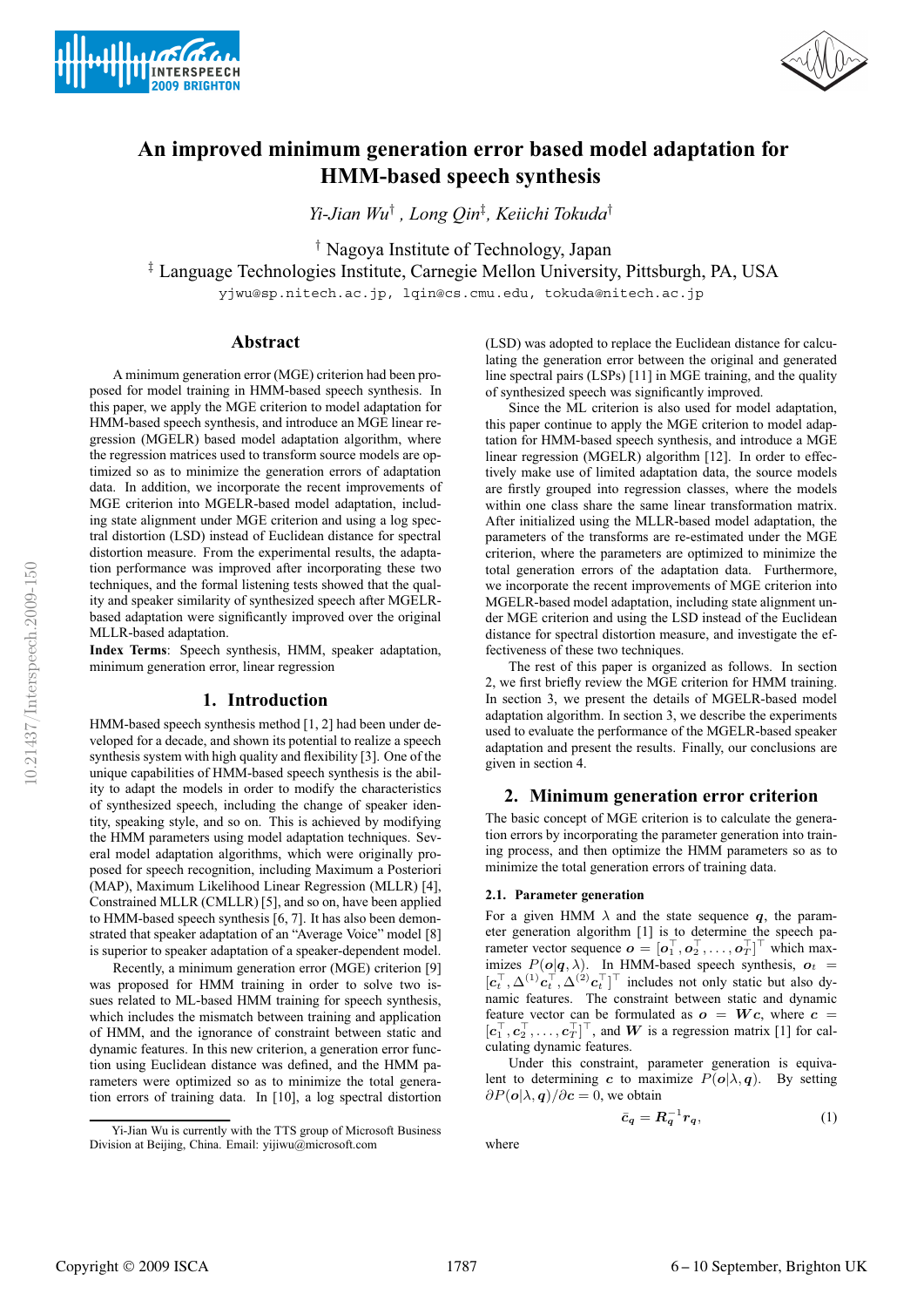# An improved minimum generation error based model adaptation for HMM-based speech synthesis

*Yi-Jian Wu*[†], *Long Qin*[‡], *Keiichi Tokuda*[†]

[†] Nagoya Institute of Technology, Japan
[‡] Language Technologies Institute, Carnegie Mellon University, Pittsburgh, PA, USA

yjwu@sp.nitech.ac.jp, lqin@cs.cmu.edu, tokuda@nitech.ac.jp

## Abstract

A minimum generation error (MGE) criterion had been proposed for model training in HMM-based speech synthesis. In this paper, we apply the MGE criterion to model adaptation for HMM-based speech synthesis, and introduce an MGE linear regression (MGELR) based model adaptation algorithm, where the regression matrices used to transform source models are optimized so as to minimize the generation errors of adaptation data. In addition, we incorporate the recent improvements of MGE criterion into MGELR-based model adaptation, including state alignment under MGE criterion and using a log spectral distortion (LSD) instead of Euclidean distance for spectral distortion measure. From the experimental results, the adaptation performance was improved after incorporating these techniques, and the formal listening tests showed that the quality and speaker similarity of synthesized speech after MGELR-based adaptation were significantly improved over the original MLLR-based adaptation.

**Index Terms**: Speech synthesis, HMM, speaker adaptation, minimum generation error, linear regression

## 1. Introduction

HMM-based speech synthesis method [1, 2] had been under developed for a decade, and shown its potential to realize a speech synthesis system with high quality and flexibility [3]. One of the unique capabilities of HMM-based speech synthesis is the ability to adapt the models in order to modify the characteristics of synthesized speech, including the change of speaker identity, speaking style, and so on. This is achieved by modifying the HMM parameters using model adaptation techniques. Several model adaptation algorithms, which were originally proposed for speech recognition, including Maximum a Posteriori (MAP), Maximum Likelihood Linear Regression (MLLR) [4], Constrained MLLR (CMLLR) [5], and so on, have been applied to HMM-based speech synthesis [6, 7]. It has also been demonstrated that speaker adaptation of an "Average Voice" model [8] is superior to speaker adaptation of a speaker-dependent model.

Recently, a minimum generation error (MGE) criterion [9] was proposed for HMM training in order to solve two issues related to ML-based HMM training for speech synthesis, which includes the mismatch between training and application of HMM, and the ignorance of constraint between static and dynamic features. In this new criterion, a generation error function using Euclidean distance was defined, and the HMM parameters were optimized so as to minimize the total generation errors of training data. In [10], a log spectral distortion (LSD) was adopted to replace the Euclidean distance for calculating the generation error between the original and generated line spectral pairs (LSPs) [11] in MGE training, and the quality of synthesized speech was significantly improved.

Since the ML criterion is also used for model adaptation, this paper continue to apply the MGE criterion to model adaptation for HMM-based speech synthesis, and introduce a MGE linear regression (MGELR) algorithm [12]. In order to effectively make use of limited adaptation data, the source models are firstly grouped into regression classes, where the models within one class share the same linear transformation matrix. After initialized using the MLLR-based model adaptation, the parameters of the transforms are re-estimated under the MGE criterion, where the parameters are optimized to minimize the total generation errors of the adaptation data. Furthermore, we incorporate the recent improvements of MGE criterion into MGELR-based model adaptation, including state alignment under MGE criterion and using the LSD instead of the Euclidean distance for spectral distortion measure, and investigate the effectiveness of these two techniques.

The rest of this paper is organized as follows. In section 2, we first briefly review the MGE criterion for HMM training. In section 3, we present the details of MGELR-based model adaptation algorithm. In section 3, we describe the experiments used to evaluate the performance of the MGELR-based speaker adaptation and present the results. Finally, our conclusions are given in section 4.

## 2. Minimum generation error criterion

The basic concept of MGE criterion is to calculate the generation errors by incorporating the parameter generation into training process, and then optimize the HMM parameters so as to minimize the total generation errors of training data.

### 2.1. Parameter generation

For a given HMM $\lambda$ and the state sequence $\boldsymbol{q}$, the parameter generation algorithm [1] is to determine the speech parameter vector sequence $\boldsymbol{o} = [\boldsymbol{o}_1^\top, \boldsymbol{o}_2^\top, \ldots, \boldsymbol{o}_T^\top]^\top$ which maximizes $P(\boldsymbol{o}|\boldsymbol{q}, \lambda)$. In HMM-based speech synthesis, $\boldsymbol{o}_t = [\boldsymbol{c}_t^\top, \Delta^{(1)}\boldsymbol{c}_t^\top, \Delta^{(2)}\boldsymbol{c}_t^\top]^\top$ includes not only static but also dynamic features. The constraint between static and dynamic feature vector can be formulated as $\boldsymbol{o} = \boldsymbol{W}\boldsymbol{c}$, where $\boldsymbol{c} = [\boldsymbol{c}_1^\top, \boldsymbol{c}_2^\top, \ldots, \boldsymbol{c}_T^\top]^\top$, and $\boldsymbol{W}$ is a regression matrix [1] for calculating dynamic features.

Under this constraint, parameter generation is equivalent to determining $\boldsymbol{c}$ to maximize $P(\boldsymbol{o}|\lambda, \boldsymbol{q})$. By setting $\partial P(\boldsymbol{o}|\lambda, \boldsymbol{q})/\partial \boldsymbol{c} = 0$, we obtain

$$\bar{\boldsymbol{c}}_q = \boldsymbol{R}_q^{-1}\boldsymbol{r}_q, \tag{1}$$

where

---

Yi-Jian Wu is currently with the TTS group of Microsoft Business Division at Beijing, China. Email: yijiwu@microsoft.com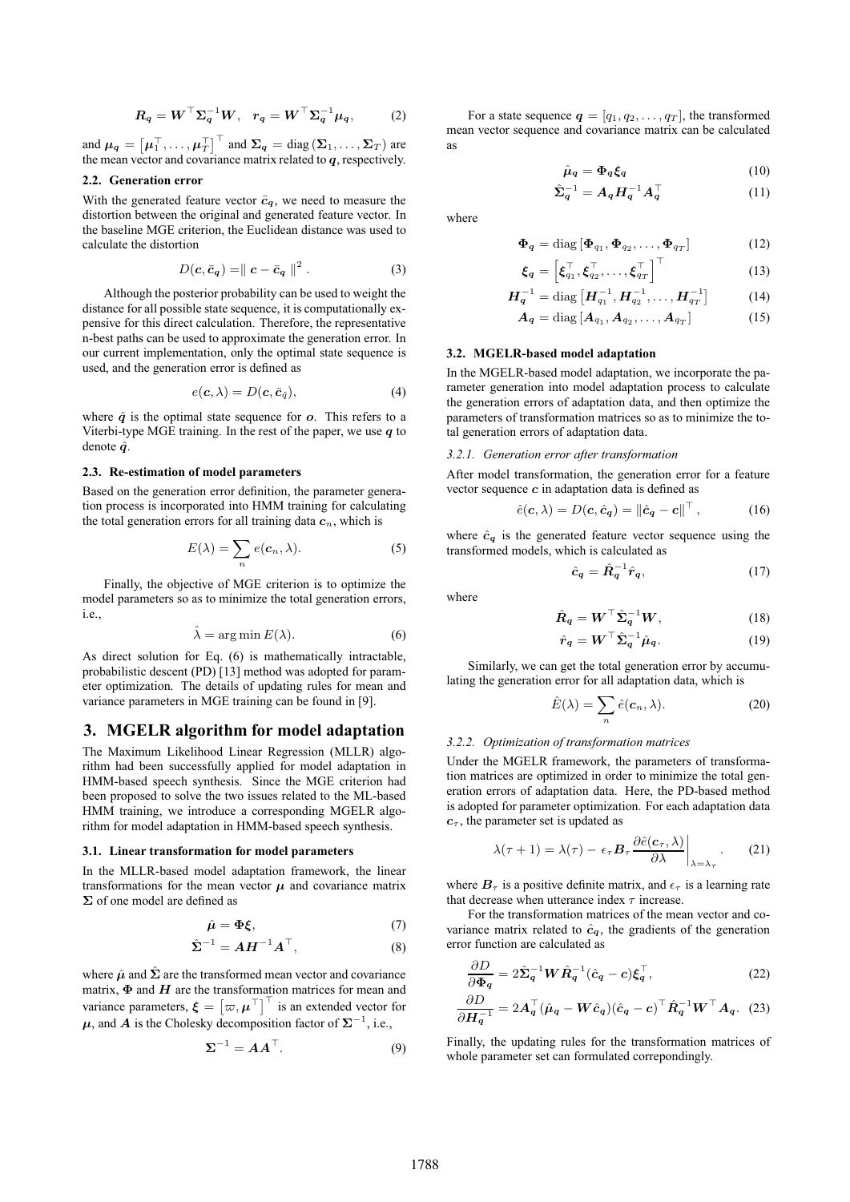$$\boldsymbol{R_q} = \boldsymbol{W}^\top \boldsymbol{\Sigma_q}^{-1} \boldsymbol{W}, \quad \boldsymbol{r_q} = \boldsymbol{W}^\top \boldsymbol{\Sigma_q}^{-1} \boldsymbol{\mu_q}, \tag{2}$$

and $\boldsymbol{\mu_q} = \left[\boldsymbol{\mu}_1^\top, \ldots, \boldsymbol{\mu}_T^\top\right]^\top$ and $\boldsymbol{\Sigma_q} = \mathrm{diag}\left(\boldsymbol{\Sigma}_1, \ldots, \boldsymbol{\Sigma}_T\right)$ are the mean vector and covariance matrix related to $\boldsymbol{q}$, respectively.

### 2.2. Generation error

With the generated feature vector $\bar{\boldsymbol{c}}_{\boldsymbol{q}}$, we need to measure the distortion between the original and generated feature vector. In the baseline MGE criterion, the Euclidean distance was used to calculate the distortion

$$D(\boldsymbol{c}, \bar{\boldsymbol{c}}_{\boldsymbol{q}}) = \parallel \boldsymbol{c} - \bar{\boldsymbol{c}}_{\boldsymbol{q}} \parallel^2. \tag{3}$$

Although the posterior probability can be used to weight the distance for all possible state sequence, it is computationally expensive for this direct calculation. Therefore, the representative n-best paths can be used to approximate the generation error. In our current implementation, only the optimal state sequence is used, and the generation error is defined as

$$e(\boldsymbol{c}, \lambda) = D(\boldsymbol{c}, \bar{\boldsymbol{c}}_{\hat{q}}), \tag{4}$$

where $\hat{\boldsymbol{q}}$ is the optimal state sequence for $\boldsymbol{o}$. This refers to a Viterbi-type MGE training. In the rest of the paper, we use $\boldsymbol{q}$ to denote $\hat{\boldsymbol{q}}$.

### 2.3. Re-estimation of model parameters

Based on the generation error definition, the parameter generation process is incorporated into HMM training for calculating the total generation errors for all training data $\boldsymbol{c}_n$, which is

$$E(\lambda) = \sum_n e(\boldsymbol{c}_n, \lambda). \tag{5}$$

Finally, the objective of MGE criterion is to optimize the model parameters so as to minimize the total generation errors, i.e.,

$$\hat{\lambda} = \arg\min E(\lambda). \tag{6}$$

As direct solution for Eq. (6) is mathematically intractable, probabilistic descent (PD) [13] method was adopted for parameter optimization. The details of updating rules for mean and variance parameters in MGE training can be found in [9].

## 3. MGELR algorithm for model adaptation

The Maximum Likelihood Linear Regression (MLLR) algorithm had been successfully applied for model adaptation in HMM-based speech synthesis. Since the MGE criterion had been proposed to solve the two issues related to the ML-based HMM training, we introduce a corresponding MGELR algorithm for model adaptation in HMM-based speech synthesis.

### 3.1. Linear transformation for model parameters

In the MLLR-based model adaptation framework, the linear transformations for the mean vector $\boldsymbol{\mu}$ and covariance matrix $\boldsymbol{\Sigma}$ of one model are defined as

$$\hat{\boldsymbol{\mu}} = \boldsymbol{\Phi}\boldsymbol{\xi}, \tag{7}$$

$$\hat{\boldsymbol{\Sigma}}^{-1} = \boldsymbol{A}\boldsymbol{H}^{-1}\boldsymbol{A}^\top, \tag{8}$$

where $\hat{\boldsymbol{\mu}}$ and $\hat{\boldsymbol{\Sigma}}$ are the transformed mean vector and covariance matrix, $\boldsymbol{\Phi}$ and $\boldsymbol{H}$ are the transformation matrices for mean and variance parameters, $\boldsymbol{\xi} = \left[\varpi, \boldsymbol{\mu}^\top\right]^\top$ is an extended vector for $\boldsymbol{\mu}$, and $\boldsymbol{A}$ is the Cholesky decomposition factor of $\boldsymbol{\Sigma}^{-1}$, i.e.,

$$\boldsymbol{\Sigma}^{-1} = \boldsymbol{A}\boldsymbol{A}^\top. \tag{9}$$

For a state sequence $\boldsymbol{q} = [q_1, q_2, \ldots, q_T]$, the transformed mean vector sequence and covariance matrix can be calculated as

$$\hat{\boldsymbol{\mu}}_{\boldsymbol{q}} = \boldsymbol{\Phi_q}\boldsymbol{\xi_q} \tag{10}$$

$$\hat{\boldsymbol{\Sigma}}_{\boldsymbol{q}}^{-1} = \boldsymbol{A_q}\boldsymbol{H_q}^{-1}\boldsymbol{A_q}^\top \tag{11}$$

where

$$\boldsymbol{\Phi_q} = \mathrm{diag}\left[\boldsymbol{\Phi}_{q_1}, \boldsymbol{\Phi}_{q_2}, \ldots, \boldsymbol{\Phi}_{q_T}\right] \tag{12}$$

$$\boldsymbol{\xi_q} = \left[\boldsymbol{\xi}_{q_1}^\top, \boldsymbol{\xi}_{q_2}^\top, \ldots, \boldsymbol{\xi}_{q_T}^\top\right]^\top \tag{13}$$

$$\boldsymbol{H_q}^{-1} = \mathrm{diag}\left[\boldsymbol{H}_{q_1}^{-1}, \boldsymbol{H}_{q_2}^{-1}, \ldots, \boldsymbol{H}_{q_T}^{-1}\right] \tag{14}$$

$$\boldsymbol{A_q} = \mathrm{diag}\left[\boldsymbol{A}_{q_1}, \boldsymbol{A}_{q_2}, \ldots, \boldsymbol{A}_{q_T}\right] \tag{15}$$

### 3.2. MGELR-based model adaptation

In the MGELR-based model adaptation, we incorporate the parameter generation into model adaptation process to calculate the generation errors of adaptation data, and then optimize the parameters of transformation matrices so as to minimize the total generation errors of adaptation data.

#### 3.2.1. Generation error after transformation

After model transformation, the generation error for a feature vector sequence $\boldsymbol{c}$ in adaptation data is defined as

$$\hat{e}(\boldsymbol{c}, \lambda) = D(\boldsymbol{c}, \hat{\boldsymbol{c}}_{\boldsymbol{q}}) = \|\hat{\boldsymbol{c}}_{\boldsymbol{q}} - \boldsymbol{c}\|^\top, \tag{16}$$

where $\hat{\boldsymbol{c}}_{\boldsymbol{q}}$ is the generated feature vector sequence using the transformed models, which is calculated as

$$\hat{\boldsymbol{c}}_{\boldsymbol{q}} = \hat{\boldsymbol{R}}_{\boldsymbol{q}}^{-1}\hat{\boldsymbol{r}}_{\boldsymbol{q}}, \tag{17}$$

where

$$\hat{\boldsymbol{R}}_{\boldsymbol{q}} = \boldsymbol{W}^\top\hat{\boldsymbol{\Sigma}}_{\boldsymbol{q}}^{-1}\boldsymbol{W}, \tag{18}$$

$$\hat{\boldsymbol{r}}_{\boldsymbol{q}} = \boldsymbol{W}^\top\hat{\boldsymbol{\Sigma}}_{\boldsymbol{q}}^{-1}\hat{\boldsymbol{\mu}}_{\boldsymbol{q}}. \tag{19}$$

Similarly, we can get the total generation error by accumulating the generation error for all adaptation data, which is

$$\hat{E}(\lambda) = \sum_n \hat{e}(\boldsymbol{c}_n, \lambda). \tag{20}$$

#### 3.2.2. Optimization of transformation matrices

Under the MGELR framework, the parameters of transformation matrices are optimized in order to minimize the total generation errors of adaptation data. Here, the PD-based method is adopted for parameter optimization. For each adaptation data $\boldsymbol{c}_\tau$, the parameter set is updated as

$$\lambda(\tau+1) = \lambda(\tau) - \epsilon_\tau \boldsymbol{B}_\tau \left.\frac{\partial \hat{e}(\boldsymbol{c}_\tau, \lambda)}{\partial \lambda}\right|_{\lambda=\lambda_\tau}. \tag{21}$$

where $\boldsymbol{B}_\tau$ is a positive definite matrix, and $\epsilon_\tau$ is a learning rate that decrease when utterance index $\tau$ increase.

For the transformation matrices of the mean vector and covariance matrix related to $\hat{\boldsymbol{c}}_{\boldsymbol{q}}$, the gradients of the generation error function are calculated as

$$\frac{\partial D}{\partial \boldsymbol{\Phi_q}} = 2\hat{\boldsymbol{\Sigma}}_{\boldsymbol{q}}^{-1}\boldsymbol{W}\hat{\boldsymbol{R}}_{\boldsymbol{q}}^{-1}(\hat{\boldsymbol{c}}_{\boldsymbol{q}} - \boldsymbol{c})\boldsymbol{\xi}_{\boldsymbol{q}}^\top, \tag{22}$$

$$\frac{\partial D}{\partial \boldsymbol{H_q}^{-1}} = 2\boldsymbol{A_q}^\top(\hat{\boldsymbol{\mu}}_{\boldsymbol{q}} - \boldsymbol{W}\hat{\boldsymbol{c}}_{\boldsymbol{q}})(\hat{\boldsymbol{c}}_{\boldsymbol{q}} - \boldsymbol{c})^\top\hat{\boldsymbol{R}}_{\boldsymbol{q}}^{-1}\boldsymbol{W}^\top\boldsymbol{A_q}. \tag{23}$$

Finally, the updating rules for the transformation matrices of whole parameter set can formulated correpondingly.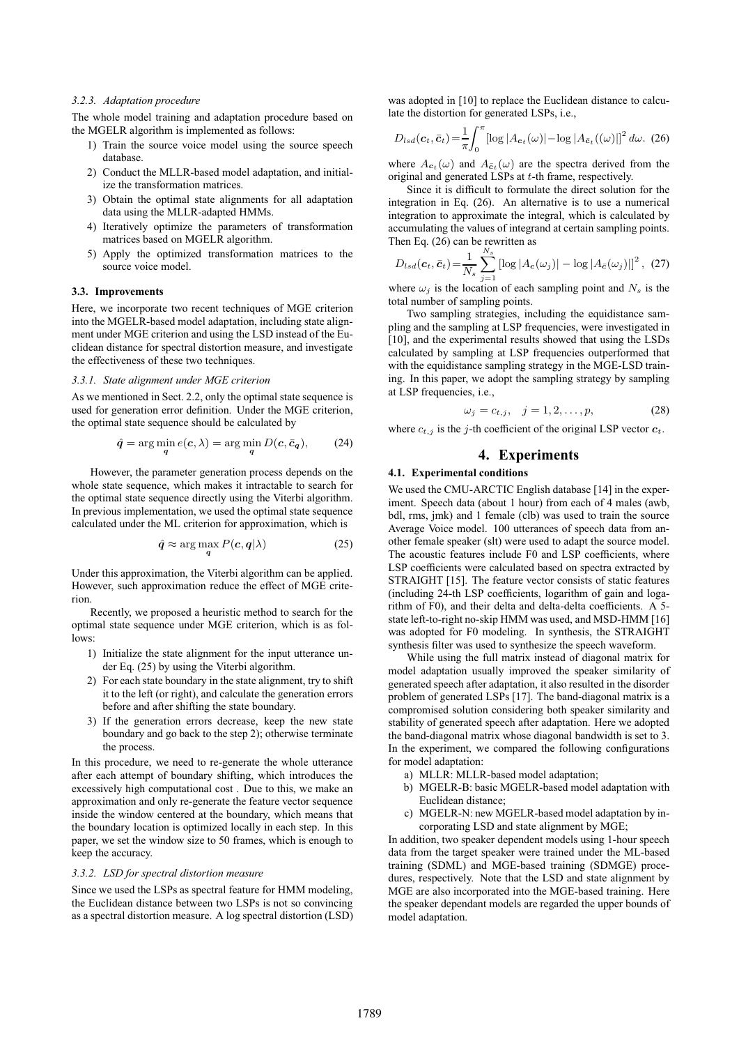#### 3.2.3. Adaptation procedure

The whole model training and adaptation procedure based on the MGELR algorithm is implemented as follows:

1) Train the source voice model using the source speech database.
2) Conduct the MLLR-based model adaptation, and initialize the transformation matrices.
3) Obtain the optimal state alignments for all adaptation data using the MLLR-adapted HMMs.
4) Iteratively optimize the parameters of transformation matrices based on MGELR algorithm.
5) Apply the optimized transformation matrices to the source voice model.

### 3.3. Improvements

Here, we incorporate two recent techniques of MGE criterion into the MGELR-based model adaptation, including state alignment under MGE criterion and using the LSD instead of the Euclidean distance for spectral distortion measure, and investigate the effectiveness of these two techniques.

#### 3.3.1. State alignment under MGE criterion

As we mentioned in Sect. 2.2, only the optimal state sequence is used for generation error definition. Under the MGE criterion, the optimal state sequence should be calculated by

$$\hat{\boldsymbol{q}} = \arg\min_{\boldsymbol{q}} e(\boldsymbol{c}, \lambda) = \arg\min_{\boldsymbol{q}} D(\boldsymbol{c}, \bar{\boldsymbol{c}}_{\boldsymbol{q}}), \tag{24}$$

However, the parameter generation process depends on the whole state sequence, which makes it intractable to search for the optimal state sequence directly using the Viterbi algorithm. In previous implementation, we used the optimal state sequence calculated under the ML criterion for approximation, which is

$$\hat{\boldsymbol{q}} \approx \arg\max_{\boldsymbol{q}} P(\boldsymbol{c}, \boldsymbol{q}|\lambda) \tag{25}$$

Under this approximation, the Viterbi algorithm can be applied. However, such approximation reduce the effect of MGE criterion.

Recently, we proposed a heuristic method to search for the optimal state sequence under MGE criterion, which is as follows:

1) Initialize the state alignment for the input utterance under Eq. (25) by using the Viterbi algorithm.
2) For each state boundary in the state alignment, try to shift it to the left (or right), and calculate the generation errors before and after shifting the state boundary.
3) If the generation errors decrease, keep the new state boundary and go back to the step 2); otherwise terminate the process.

In this procedure, we need to re-generate the whole utterance after each attempt of boundary shifting, which introduces the excessively high computational cost . Due to this, we make an approximation and only re-generate the feature vector sequence inside the window centered at the boundary, which means that the boundary location is optimized locally in each step. In this paper, we set the window size to 50 frames, which is enough to keep the accuracy.

#### 3.3.2. LSD for spectral distortion measure

Since we used the LSPs as spectral feature for HMM modeling, the Euclidean distance between two LSPs is not so convincing as a spectral distortion measure. A log spectral distortion (LSD) was adopted in [10] to replace the Euclidean distance to calculate the distortion for generated LSPs, i.e.,

$$D_{lsd}(\boldsymbol{c}_t, \bar{\boldsymbol{c}}_t) = \frac{1}{\pi}\int_0^{\pi} \left[\log|A_{\boldsymbol{c}_t}(\omega)| - \log|A_{\bar{\boldsymbol{c}}_t}((\omega)|\right]^2 d\omega. \tag{26}$$

where $A_{\boldsymbol{c}_t}(\omega)$ and $A_{\bar{\boldsymbol{c}}_t}(\omega)$ are the spectra derived from the original and generated LSPs at $t$-th frame, respectively.

Since it is difficult to formulate the direct solution for the integration in Eq. (26). An alternative is to use a numerical integration to approximate the integral, which is calculated by accumulating the values of integrand at certain sampling points. Then Eq. (26) can be rewritten as

$$D_{lsd}(\boldsymbol{c}_t, \bar{\boldsymbol{c}}_t) = \frac{1}{N_s}\sum_{j=1}^{N_s} \left[\log|A_{\boldsymbol{c}}(\omega_j)| - \log|A_{\bar{\boldsymbol{c}}}(\omega_j)|\right]^2, \tag{27}$$

where $\omega_j$ is the location of each sampling point and $N_s$ is the total number of sampling points.

Two sampling strategies, including the equidistance sampling and the sampling at LSP frequencies, were investigated in [10], and the experimental results showed that using the LSDs calculated by sampling at LSP frequencies outperformed that with the equidistance sampling strategy in the MGE-LSD training. In this paper, we adopt the sampling strategy by sampling at LSP frequencies, i.e.,

$$\omega_j = c_{t,j}, \quad j = 1, 2, \ldots, p, \tag{28}$$

where $c_{t,j}$ is the $j$-th coefficient of the original LSP vector $\boldsymbol{c}_t$.

## 4. Experiments

### 4.1. Experimental conditions

We used the CMU-ARCTIC English database [14] in the experiment. Speech data (about 1 hour) from each of 4 males (awb, bdl, rms, jmk) and 1 female (clb) was used to train the source Average Voice model. 100 utterances of speech data from another female speaker (slt) were used to adapt the source model. The acoustic features include F0 and LSP coefficients, where LSP coefficients were calculated based on spectra extracted by STRAIGHT [15]. The feature vector consists of static features (including 24-th LSP coefficients, logarithm of gain and logarithm of F0), and their delta and delta-delta coefficients. A 5-state left-to-right no-skip HMM was used, and MSD-HMM [16] was adopted for F0 modeling. In synthesis, the STRAIGHT synthesis filter was used to synthesize the speech waveform.

While using the full matrix instead of diagonal matrix for model adaptation usually improved the speaker similarity of generated speech after adaptation, it also resulted in the disorder problem of generated LSPs [17]. The band-diagonal matrix is a compromised solution considering both speaker similarity and stability of generated speech after adaptation. Here we adopted the band-diagonal matrix whose diagonal bandwidth is set to 3. In the experiment, we compared the following configurations for model adaptation:

a) MLLR: MLLR-based model adaptation;
b) MGELR-B: basic MGELR-based model adaptation with Euclidean distance;
c) MGELR-N: new MGELR-based model adaptation by incorporating LSD and state alignment by MGE;

In addition, two speaker dependent models using 1-hour speech data from the target speaker were trained under the ML-based training (SDML) and MGE-based training (SDMGE) procedures, respectively. Note that the LSD and state alignment by MGE are also incorporated into the MGE-based training. Here the speaker dependant models are regarded the upper bounds of model adaptation.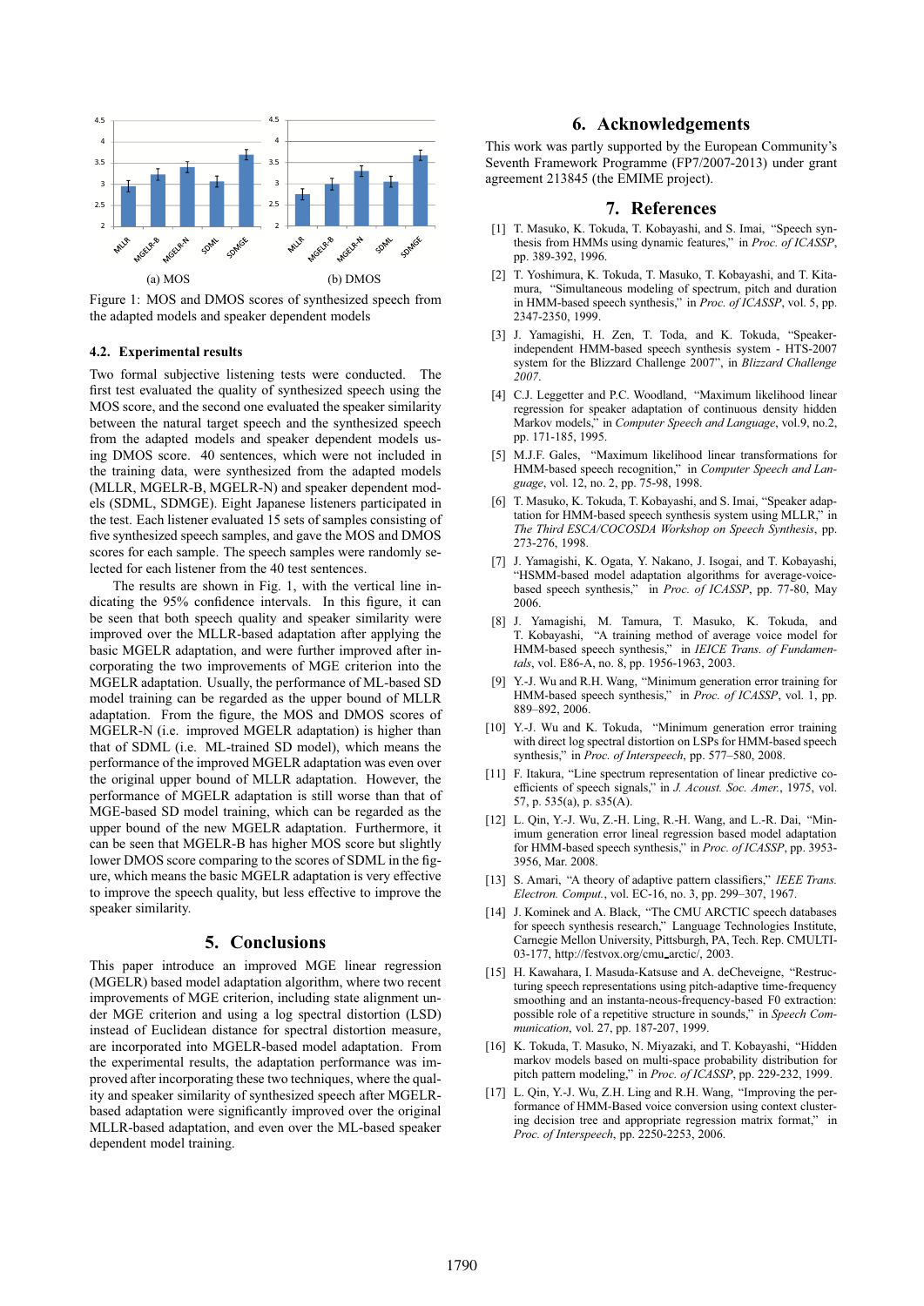4.5
4
3.5
3
2.5
2
MLLR MGELR-B MGELR-N SDML SDMGE

(a) MOS

4.5
4
3.5
3
2.5
2
MLLR MGELR-B MGELR-N SDML SDMGE

(b) DMOS

Figure 1: MOS and DMOS scores of synthesized speech from the adapted models and speaker dependent models

### 4.2. Experimental results

Two formal subjective listening tests were conducted. The first test evaluated the quality of synthesized speech using the MOS score, and the second one evaluated the speaker similarity between the natural target speech and the synthesized speech from the adapted models and speaker dependent models using DMOS score. 40 sentences, which were not included in the training data, were synthesized from the adapted models (MLLR, MGELR-B, MGELR-N) and speaker dependent models (SDML, SDMGE). Eight Japanese listeners participated in the test. Each listener evaluated 15 sets of samples consisting of five synthesized speech samples, and gave the MOS and DMOS scores for each sample. The speech samples were randomly selected for each listener from the 40 test sentences.

The results are shown in Fig. 1, with the vertical line indicating the 95% confidence intervals. In this figure, it can be seen that both speech quality and speaker similarity were improved over the MLLR-based adaptation after applying the basic MGELR adaptation, and were further improved after incorporating the two improvements of MGE criterion into the MGELR adaptation. Usually, the performance of ML-based SD model training can be regarded as the upper bound of MLLR adaptation. From the figure, the MOS and DMOS scores of MGELR-N (i.e. improved MGELR adaptation) is higher than that of SDML (i.e. ML-trained SD model), which means the performance of the improved MGELR adaptation was even over the original upper bound of MLLR adaptation. However, the performance of MGELR adaptation is still worse than that of MGE-based SD model training, which can be regarded as the upper bound of the new MGELR adaptation. Furthermore, it can be seen that MGELR-B has higher MOS score but slightly lower DMOS score comparing to the scores of SDML in the figure, which means the basic MGELR adaptation is very effective to improve the speech quality, but less effective to improve the speaker similarity.

## 5. Conclusions

This paper introduce an improved MGE linear regression (MGELR) based model adaptation algorithm, where two recent improvements of MGE criterion, including state alignment under MGE criterion and using a log spectral distortion (LSD) instead of Euclidean distance for spectral distortion measure, are incorporated into MGELR-based model adaptation. From the experimental results, the adaptation performance was improved after incorporating these two techniques, where the quality and speaker similarity of synthesized speech after MGELR-based adaptation were significantly improved over the original MLLR-based adaptation, and even over the ML-based speaker dependent model training.

## 6. Acknowledgements

This work was partly supported by the European Community's Seventh Framework Programme (FP7/2007-2013) under grant agreement 213845 (the EMIME project).

## 7. References

[1] T. Masuko, K. Tokuda, T. Kobayashi, and S. Imai, "Speech synthesis from HMMs using dynamic features," in *Proc. of ICASSP*, pp. 389-392, 1996.

[2] T. Yoshimura, K. Tokuda, T. Masuko, T. Kobayashi, and T. Kitamura, "Simultaneous modeling of spectrum, pitch and duration in HMM-based speech synthesis," in *Proc. of ICASSP*, vol. 5, pp. 2347-2350, 1999.

[3] J. Yamagishi, H. Zen, T. Toda, and K. Tokuda, "Speaker-independent HMM-based speech synthesis system - HTS-2007 system for the Blizzard Challenge 2007", in *Blizzard Challenge 2007*.

[4] C.J. Leggetter and P.C. Woodland, "Maximum likelihood linear regression for speaker adaptation of continuous density hidden Markov models," in *Computer Speech and Language*, vol.9, no.2, pp. 171-185, 1995.

[5] M.J.F. Gales, "Maximum likelihood linear transformations for HMM-based speech recognition," in *Computer Speech and Language*, vol. 12, no. 2, pp. 75-98, 1998.

[6] T. Masuko, K. Tokuda, T. Kobayashi, and S. Imai, "Speaker adaptation for HMM-based speech synthesis system using MLLR," in *The Third ESCA/COCOSDA Workshop on Speech Synthesis*, pp. 273-276, 1998.

[7] J. Yamagishi, K. Ogata, Y. Nakano, J. Isogai, and T. Kobayashi, "HSMM-based model adaptation algorithms for average-voice-based speech synthesis," in *Proc. of ICASSP*, pp. 77-80, May 2006.

[8] J. Yamagishi, M. Tamura, T. Masuko, K. Tokuda, and T. Kobayashi, "A training method of average voice model for HMM-based speech synthesis," in *IEICE Trans. of Fundamentals*, vol. E86-A, no. 8, pp. 1956-1963, 2003.

[9] Y.-J. Wu and R.H. Wang, "Minimum generation error training for HMM-based speech synthesis," in *Proc. of ICASSP*, vol. 1, pp. 889–892, 2006.

[10] Y.-J. Wu and K. Tokuda, "Minimum generation error training with direct log spectral distortion on LSPs for HMM-based speech synthesis," in *Proc. of Interspeech*, pp. 577–580, 2008.

[11] F. Itakura, "Line spectrum representation of linear predictive coefficients of speech signals," in *J. Acoust. Soc. Amer.*, 1975, vol. 57, p. 535(a), p. s35(A).

[12] L. Qin, Y.-J. Wu, Z.-H. Ling, R.-H. Wang, and L.-R. Dai, "Minimum generation error lineal regression based model adaptation for HMM-based speech synthesis," in *Proc. of ICASSP*, pp. 3953-3956, Mar. 2008.

[13] S. Amari, "A theory of adaptive pattern classifiers," *IEEE Trans. Electron. Comput.*, vol. EC-16, no. 3, pp. 299–307, 1967.

[14] J. Kominek and A. Black, "The CMU ARCTIC speech databases for speech synthesis research," Language Technologies Institute, Carnegie Mellon University, Pittsburgh, PA, Tech. Rep. CMULTI-03-177, http://festvox.org/cmu_arctic/, 2003.

[15] H. Kawahara, I. Masuda-Katsuse and A. deCheveigne, "Restructuring speech representations using pitch-adaptive time-frequency smoothing and an instanta-neous-frequency-based F0 extraction: possible role of a repetitive structure in sounds," in *Speech Communication*, vol. 27, pp. 187-207, 1999.

[16] K. Tokuda, T. Masuko, N. Miyazaki, and T. Kobayashi, "Hidden markov models based on multi-space probability distribution for pitch pattern modeling," in *Proc. of ICASSP*, pp. 229-232, 1999.

[17] L. Qin, Y.-J. Wu, Z.H. Ling and R.H. Wang, "Improving the performance of HMM-Based voice conversion using context clustering decision tree and appropriate regression matrix format," in *Proc. of Interspeech*, pp. 2250-2253, 2006.